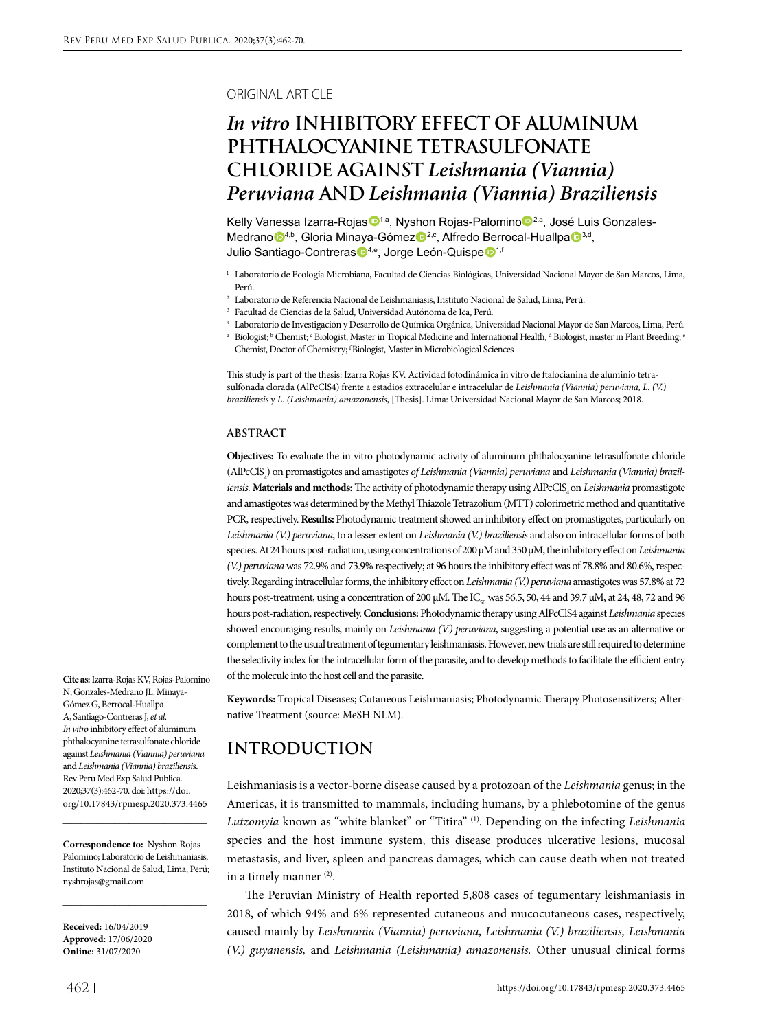ORIGINAL ARTICLE

# *In vitro* INHIBITORY EFFECT OF ALUMINUM PHTHALOCYANINE TETRASULFONATE CHLORIDE AGAINST *Leishmania (Viannia) Peruviana* AND *Leishmania (Viannia) Braziliensis*

Kelly Vanessa Izarra-Rojas[1,a], Nyshon Rojas-Palomino[2,a], José Luis Gonzales-Medrano[4,b], Gloria Minaya-Gómez[2,c], Alfredo Berrocal-Huallpa[3,d], Julio Santiago-Contreras[4,e], Jorge León-Quispe[1,f]

[1] Laboratorio de Ecología Microbiana, Facultad de Ciencias Biológicas, Universidad Nacional Mayor de San Marcos, Lima, Perú.

[2] Laboratorio de Referencia Nacional de Leishmaniasis, Instituto Nacional de Salud, Lima, Perú.

[3] Facultad de Ciencias de la Salud, Universidad Autónoma de Ica, Perú.

[4] Laboratorio de Investigación y Desarrollo de Química Orgánica, Universidad Nacional Mayor de San Marcos, Lima, Perú.

[a] Biologist; [b] Chemist; [c] Biologist, Master in Tropical Medicine and International Health, [d] Biologist, master in Plant Breeding; [e] Chemist, Doctor of Chemistry; [f] Biologist, Master in Microbiological Sciences

This study is part of the thesis: Izarra Rojas KV. Actividad fotodinámica in vitro de ftalocianina de aluminio tetra-sulfonada clorada (AlPcClS4) frente a estadios extracelular e intracelular de *Leishmania (Viannia) peruviana, L. (V.) braziliensis* y *L. (Leishmania) amazonensis*, [Thesis]. Lima: Universidad Nacional Mayor de San Marcos; 2018.

## ABSTRACT

**Objectives:** To evaluate the in vitro photodynamic activity of aluminum phthalocyanine tetrasulfonate chloride ($AlPcClS_4$) on promastigotes and amastigotes *of Leishmania (Viannia) peruviana* and *Leishmania (Viannia) braziliensis.* **Materials and methods:** The activity of photodynamic therapy using $AlPcClS_4$ on *Leishmania* promastigote and amastigotes was determined by the Methyl Thiazole Tetrazolium (MTT) colorimetric method and quantitative PCR, respectively. **Results:** Photodynamic treatment showed an inhibitory effect on promastigotes, particularly on *Leishmania (V.) peruviana*, to a lesser extent on *Leishmania (V.) braziliensis* and also on intracellular forms of both species. At 24 hours post-radiation, using concentrations of 200 µM and 350 µM, the inhibitory effect on *Leishmania (V.) peruviana* was 72.9% and 73.9% respectively; at 96 hours the inhibitory effect was of 78.8% and 80.6%, respectively. Regarding intracellular forms, the inhibitory effect on *Leishmania (V.) peruviana* amastigotes was 57.8% at 72 hours post-treatment, using a concentration of 200 µM. The $IC_{50}$ was 56.5, 50, 44 and 39.7 µM, at 24, 48, 72 and 96 hours post-radiation, respectively. **Conclusions:** Photodynamic therapy using AlPcClS4 against *Leishmania* species showed encouraging results, mainly on *Leishmania (V.) peruviana*, suggesting a potential use as an alternative or complement to the usual treatment of tegumentary leishmaniasis. However, new trials are still required to determine the selectivity index for the intracellular form of the parasite, and to develop methods to facilitate the efficient entry of the molecule into the host cell and the parasite.

**Keywords:** Tropical Diseases; Cutaneous Leishmaniasis; Photodynamic Therapy Photosensitizers; Alternative Treatment (source: MeSH NLM).

**Cite as:** Izarra-Rojas KV, Rojas-Palomino N, Gonzales-Medrano JL, Minaya-Gómez G, Berrocal-Huallpa A, Santiago-Contreras J, *et al. In vitro* inhibitory effect of aluminum phthalocyanine tetrasulfonate chloride against *Leishmania (Viannia) peruviana* and *Leishmania (Viannia) braziliensis*. Rev Peru Med Exp Salud Publica. 2020;37(3):462-70. doi: https://doi.org/10.17843/rpmesp.2020.373.4465

**Correspondence to:** Nyshon Rojas Palomino; Laboratorio de Leishmaniasis, Instituto Nacional de Salud, Lima, Perú; nyshrojas@gmail.com

**Received:** 16/04/2019
**Approved:** 17/06/2020
**Online:** 31/07/2020

## INTRODUCTION

Leishmaniasis is a vector-borne disease caused by a protozoan of the *Leishmania* genus; in the Americas, it is transmitted to mammals, including humans, by a phlebotomine of the genus *Lutzomyia* known as "white blanket" or "Titira" [1]. Depending on the infecting *Leishmania* species and the host immune system, this disease produces ulcerative lesions, mucosal metastasis, and liver, spleen and pancreas damages, which can cause death when not treated in a timely manner [2].

The Peruvian Ministry of Health reported 5,808 cases of tegumentary leishmaniasis in 2018, of which 94% and 6% represented cutaneous and mucocutaneous cases, respectively, caused mainly by *Leishmania (Viannia) peruviana, Leishmania (V.) braziliensis, Leishmania (V.) guyanensis,* and *Leishmania (Leishmania) amazonensis.* Other unusual clinical forms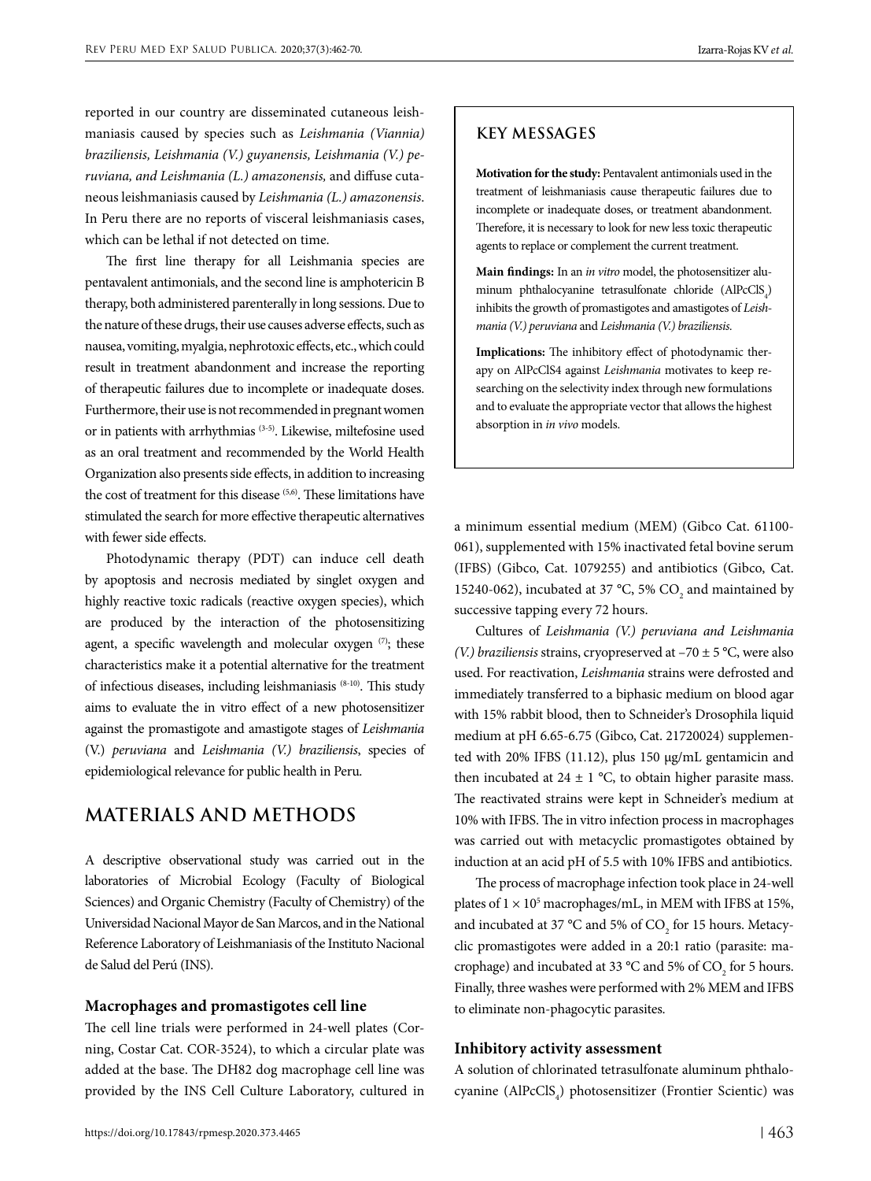reported in our country are disseminated cutaneous leishmaniasis caused by species such as *Leishmania (Viannia) braziliensis, Leishmania (V.) guyanensis, Leishmania (V.) peruviana, and Leishmania (L.) amazonensis,* and diffuse cutaneous leishmaniasis caused by *Leishmania (L.) amazonensis*. In Peru there are no reports of visceral leishmaniasis cases, which can be lethal if not detected on time.

The first line therapy for all Leishmania species are pentavalent antimonials, and the second line is amphotericin B therapy, both administered parenterally in long sessions. Due to the nature of these drugs, their use causes adverse effects, such as nausea, vomiting, myalgia, nephrotoxic effects, etc., which could result in treatment abandonment and increase the reporting of therapeutic failures due to incomplete or inadequate doses. Furthermore, their use is not recommended in pregnant women or in patients with arrhythmias [3-5]. Likewise, miltefosine used as an oral treatment and recommended by the World Health Organization also presents side effects, in addition to increasing the cost of treatment for this disease [5,6]. These limitations have stimulated the search for more effective therapeutic alternatives with fewer side effects.

Photodynamic therapy (PDT) can induce cell death by apoptosis and necrosis mediated by singlet oxygen and highly reactive toxic radicals (reactive oxygen species), which are produced by the interaction of the photosensitizing agent, a specific wavelength and molecular oxygen [7]; these characteristics make it a potential alternative for the treatment of infectious diseases, including leishmaniasis [8-10]. This study aims to evaluate the in vitro effect of a new photosensitizer against the promastigote and amastigote stages of *Leishmania* (V.) *peruviana* and *Leishmania (V.) braziliensis*, species of epidemiological relevance for public health in Peru.

## KEY MESSAGES

**Motivation for the study:** Pentavalent antimonials used in the treatment of leishmaniasis cause therapeutic failures due to incomplete or inadequate doses, or treatment abandonment. Therefore, it is necessary to look for new less toxic therapeutic agents to replace or complement the current treatment.

**Main findings:** In an *in vitro* model, the photosensitizer aluminum phthalocyanine tetrasulfonate chloride ($AlPcClS_4$) inhibits the growth of promastigotes and amastigotes of *Leishmania (V.) peruviana* and *Leishmania (V.) braziliensis.*

**Implications:** The inhibitory effect of photodynamic therapy on AlPcClS4 against *Leishmania* motivates to keep researching on the selectivity index through new formulations and to evaluate the appropriate vector that allows the highest absorption in *in vivo* models.

## MATERIALS AND METHODS

A descriptive observational study was carried out in the laboratories of Microbial Ecology (Faculty of Biological Sciences) and Organic Chemistry (Faculty of Chemistry) of the Universidad Nacional Mayor de San Marcos, and in the National Reference Laboratory of Leishmaniasis of the Instituto Nacional de Salud del Perú (INS).

### Macrophages and promastigotes cell line

The cell line trials were performed in 24-well plates (Corning, Costar Cat. COR-3524), to which a circular plate was added at the base. The DH82 dog macrophage cell line was provided by the INS Cell Culture Laboratory, cultured in a minimum essential medium (MEM) (Gibco Cat. 61100-061), supplemented with 15% inactivated fetal bovine serum (IFBS) (Gibco, Cat. 1079255) and antibiotics (Gibco, Cat. 15240-062), incubated at 37 °C, 5% $CO_2$ and maintained by successive tapping every 72 hours.

Cultures of *Leishmania (V.) peruviana and Leishmania (V.) braziliensis* strains, cryopreserved at –70 ± 5 °C, were also used. For reactivation, *Leishmania* strains were defrosted and immediately transferred to a biphasic medium on blood agar with 15% rabbit blood, then to Schneider's Drosophila liquid medium at pH 6.65-6.75 (Gibco, Cat. 21720024) supplemented with 20% IFBS (11.12), plus 150 μg/mL gentamicin and then incubated at 24 ± 1 °C, to obtain higher parasite mass. The reactivated strains were kept in Schneider's medium at 10% with IFBS. The in vitro infection process in macrophages was carried out with metacyclic promastigotes obtained by induction at an acid pH of 5.5 with 10% IFBS and antibiotics.

The process of macrophage infection took place in 24-well plates of $1 \times 10^5$ macrophages/mL, in MEM with IFBS at 15%, and incubated at 37 °C and 5% of $CO_2$ for 15 hours. Metacyclic promastigotes were added in a 20:1 ratio (parasite: macrophage) and incubated at 33 °C and 5% of $CO_2$ for 5 hours. Finally, three washes were performed with 2% MEM and IFBS to eliminate non-phagocytic parasites.

### Inhibitory activity assessment

A solution of chlorinated tetrasulfonate aluminum phthalocyanine ($AlPcClS_4$) photosensitizer (Frontier Scientic) was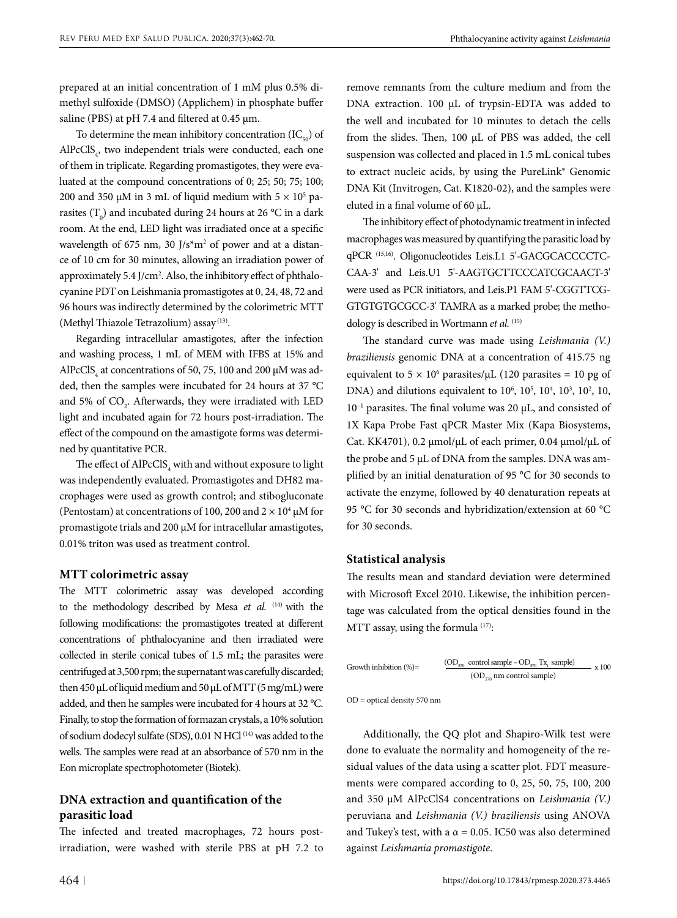prepared at an initial concentration of 1 mM plus 0.5% dimethyl sulfoxide (DMSO) (Applichem) in phosphate buffer saline (PBS) at pH 7.4 and filtered at 0.45 µm.

To determine the mean inhibitory concentration ($IC_{50}$) of $AlPcClS_4$, two independent trials were conducted, each one of them in triplicate. Regarding promastigotes, they were evaluated at the compound concentrations of 0; 25; 50; 75; 100; 200 and 350 µM in 3 mL of liquid medium with $5 \times 10^5$ parasites ($T_0$) and incubated during 24 hours at 26 °C in a dark room. At the end, LED light was irradiated once at a specific wavelength of 675 nm, 30 J/s*m$^2$ of power and at a distance of 10 cm for 30 minutes, allowing an irradiation power of approximately 5.4 J/cm$^2$. Also, the inhibitory effect of phthalocyanine PDT on Leishmania promastigotes at 0, 24, 48, 72 and 96 hours was indirectly determined by the colorimetric MTT (Methyl Thiazole Tetrazolium) assay [13].

Regarding intracellular amastigotes, after the infection and washing process, 1 mL of MEM with IFBS at 15% and $AlPcClS_4$ at concentrations of 50, 75, 100 and 200 µM was added, then the samples were incubated for 24 hours at 37 °C and 5% of $CO_2$. Afterwards, they were irradiated with LED light and incubated again for 72 hours post-irradiation. The effect of the compound on the amastigote forms was determined by quantitative PCR.

The effect of $AlPcClS_4$ with and without exposure to light was independently evaluated. Promastigotes and DH82 macrophages were used as growth control; and stibogluconate (Pentostam) at concentrations of 100, 200 and $2 \times 10^4$ µM for promastigote trials and 200 µM for intracellular amastigotes, 0.01% triton was used as treatment control.

## MTT colorimetric assay

The MTT colorimetric assay was developed according to the methodology described by Mesa *et al.* [14] with the following modifications: the promastigotes treated at different concentrations of phthalocyanine and then irradiated were collected in sterile conical tubes of 1.5 mL; the parasites were centrifuged at 3,500 rpm; the supernatant was carefully discarded; then 450 µL of liquid medium and 50 µL of MTT (5 mg/mL) were added, and then he samples were incubated for 4 hours at 32 °C. Finally, to stop the formation of formazan crystals, a 10% solution of sodium dodecyl sulfate (SDS), 0.01 N HCl [14] was added to the wells. The samples were read at an absorbance of 570 nm in the Eon microplate spectrophotometer (Biotek).

## DNA extraction and quantification of the parasitic load

The infected and treated macrophages, 72 hours post-irradiation, were washed with sterile PBS at pH 7.2 to remove remnants from the culture medium and from the DNA extraction. 100 µL of trypsin-EDTA was added to the well and incubated for 10 minutes to detach the cells from the slides. Then, 100 µL of PBS was added, the cell suspension was collected and placed in 1.5 mL conical tubes to extract nucleic acids, by using the PureLink® Genomic DNA Kit (Invitrogen, Cat. K1820-02), and the samples were eluted in a final volume of 60 µL.

The inhibitory effect of photodynamic treatment in infected macrophages was measured by quantifying the parasitic load by qPCR [15,16]. Oligonucleotides Leis.L1 5'-GACGCACCCCTCCAA-3' and Leis.U1 5'-AAGTGCTTCCCATCGCAACT-3' were used as PCR initiators, and Leis.P1 FAM 5'-CGGTTCGGTGTGTGCGCC-3' TAMRA as a marked probe; the methodology is described in Wortmann *et al.* [15]

The standard curve was made using *Leishmania (V.) braziliensis* genomic DNA at a concentration of 415.75 ng equivalent to $5 \times 10^6$ parasites/µL (120 parasites = 10 pg of DNA) and dilutions equivalent to $10^6$, $10^5$, $10^4$, $10^3$, $10^2$, 10, $10^{-1}$ parasites. The final volume was 20 µL, and consisted of 1X Kapa Probe Fast qPCR Master Mix (Kapa Biosystems, Cat. KK4701), 0.2 µmol/µL of each primer, 0.04 µmol/µL of the probe and 5 µL of DNA from the samples. DNA was amplified by an initial denaturation of 95 °C for 30 seconds to activate the enzyme, followed by 40 denaturation repeats at 95 °C for 30 seconds and hybridization/extension at 60 °C for 30 seconds.

## Statistical analysis

The results mean and standard deviation were determined with Microsoft Excel 2010. Likewise, the inhibition percentage was calculated from the optical densities found in the MTT assay, using the formula [17]:

$$\text{Growth inhibition (\%)} = \frac{(OD_{570} \text{ control sample} - OD_{570}\ Tx_1 \text{ sample})}{(OD_{570} \text{ nm control sample})} \times 100$$

OD = optical density 570 nm

Additionally, the QQ plot and Shapiro-Wilk test were done to evaluate the normality and homogeneity of the residual values of the data using a scatter plot. FDT measurements were compared according to 0, 25, 50, 75, 100, 200 and 350 µM AlPcClS4 concentrations on *Leishmania (V.)* peruviana and *Leishmania (V.) braziliensis* using ANOVA and Tukey's test, with a $\alpha = 0.05$. IC50 was also determined against *Leishmania promastigote*.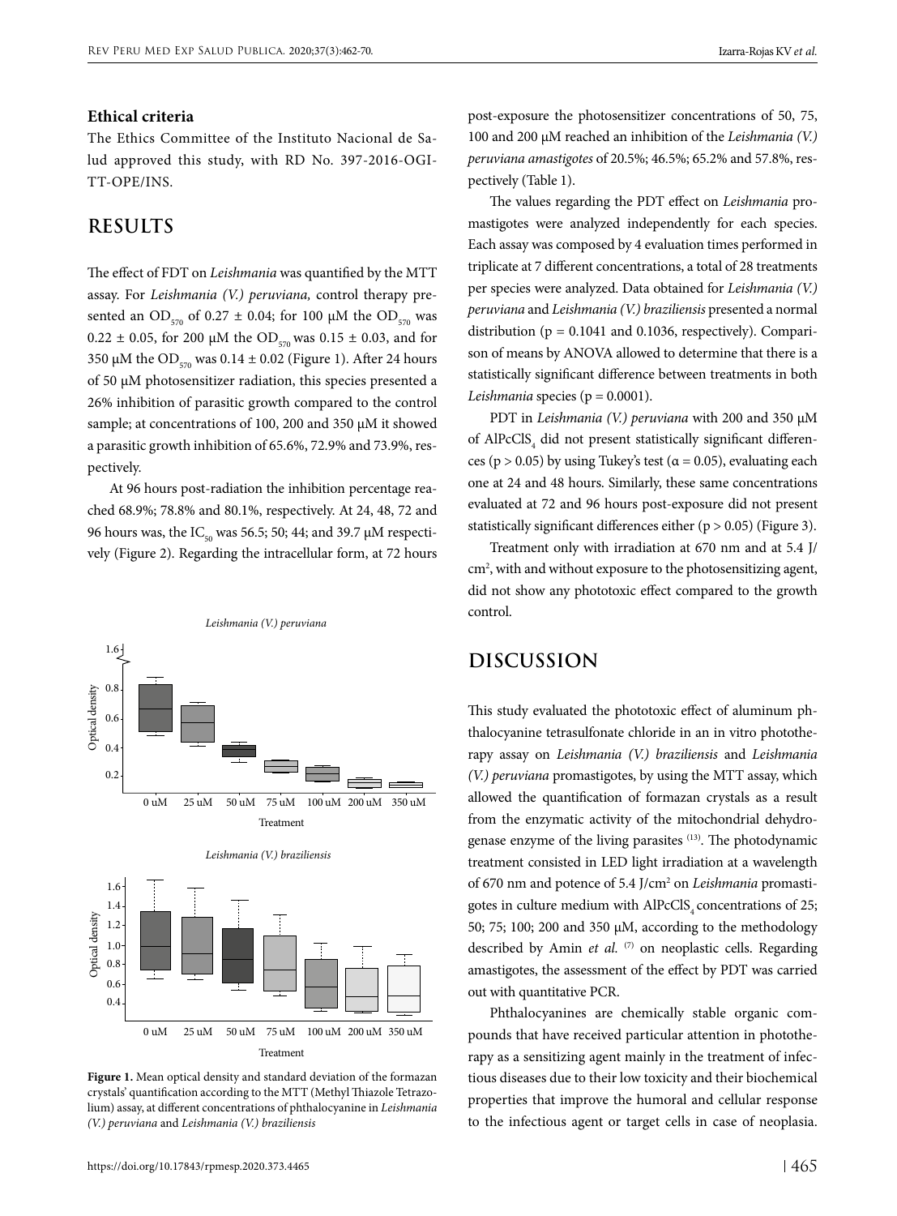## Ethical criteria

The Ethics Committee of the Instituto Nacional de Salud approved this study, with RD No. 397-2016-OGITT-OPE/INS.

## RESULTS

The effect of FDT on *Leishmania* was quantified by the MTT assay. For *Leishmania (V.) peruviana,* control therapy presented an $OD_{570}$ of 0.27 ± 0.04; for 100 μM the $OD_{570}$ was 0.22 ± 0.05, for 200 μM the $OD_{570}$ was 0.15 ± 0.03, and for 350 μM the $OD_{570}$ was 0.14 ± 0.02 (Figure 1). After 24 hours of 50 μM photosensitizer radiation, this species presented a 26% inhibition of parasitic growth compared to the control sample; at concentrations of 100, 200 and 350 μM it showed a parasitic growth inhibition of 65.6%, 72.9% and 73.9%, respectively.

At 96 hours post-radiation the inhibition percentage reached 68.9%; 78.8% and 80.1%, respectively. At 24, 48, 72 and 96 hours was, the $IC_{50}$ was 56.5; 50; 44; and 39.7 μM respectively (Figure 2). Regarding the intracellular form, at 72 hours post-exposure the photosensitizer concentrations of 50, 75, 100 and 200 μM reached an inhibition of the *Leishmania (V.) peruviana amastigotes* of 20.5%; 46.5%; 65.2% and 57.8%, respectively (Table 1).

Figure 1. Mean optical density and standard deviation of the formazan crystals' quantification according to the MTT (Methyl Thiazole Tetrazolium) assay, at different concentrations of phthalocyanine in *Leishmania (V.) peruviana* and *Leishmania (V.) braziliensis*

The values regarding the PDT effect on *Leishmania* promastigotes were analyzed independently for each species. Each assay was composed by 4 evaluation times performed in triplicate at 7 different concentrations, a total of 28 treatments per species were analyzed. Data obtained for *Leishmania (V.) peruviana* and *Leishmania (V.) braziliensis* presented a normal distribution ($p = 0.1041$ and 0.1036, respectively). Comparison of means by ANOVA allowed to determine that there is a statistically significant difference between treatments in both *Leishmania* species ($p = 0.0001$).

PDT in *Leishmania (V.) peruviana* with 200 and 350 μM of $AlPcClS_4$ did not present statistically significant differences ($p > 0.05$) by using Tukey's test ($\alpha = 0.05$), evaluating each one at 24 and 48 hours. Similarly, these same concentrations evaluated at 72 and 96 hours post-exposure did not present statistically significant differences either ($p > 0.05$) (Figure 3).

Treatment only with irradiation at 670 nm and at 5.4 J/cm$^2$, with and without exposure to the photosensitizing agent, did not show any phototoxic effect compared to the growth control.

## DISCUSSION

This study evaluated the phototoxic effect of aluminum phthalocyanine tetrasulfonate chloride in an in vitro phototherapy assay on *Leishmania (V.) braziliensis* and *Leishmania (V.) peruviana* promastigotes, by using the MTT assay, which allowed the quantification of formazan crystals as a result from the enzymatic activity of the mitochondrial dehydrogenase enzyme of the living parasites [13]. The photodynamic treatment consisted in LED light irradiation at a wavelength of 670 nm and potence of 5.4 J/cm$^2$ on *Leishmania* promastigotes in culture medium with $AlPcClS_4$ concentrations of 25; 50; 75; 100; 200 and 350 μM, according to the methodology described by Amin *et al.* [7] on neoplastic cells. Regarding amastigotes, the assessment of the effect by PDT was carried out with quantitative PCR.

Phthalocyanines are chemically stable organic compounds that have received particular attention in phototherapy as a sensitizing agent mainly in the treatment of infectious diseases due to their low toxicity and their biochemical properties that improve the humoral and cellular response to the infectious agent or target cells in case of neoplasia.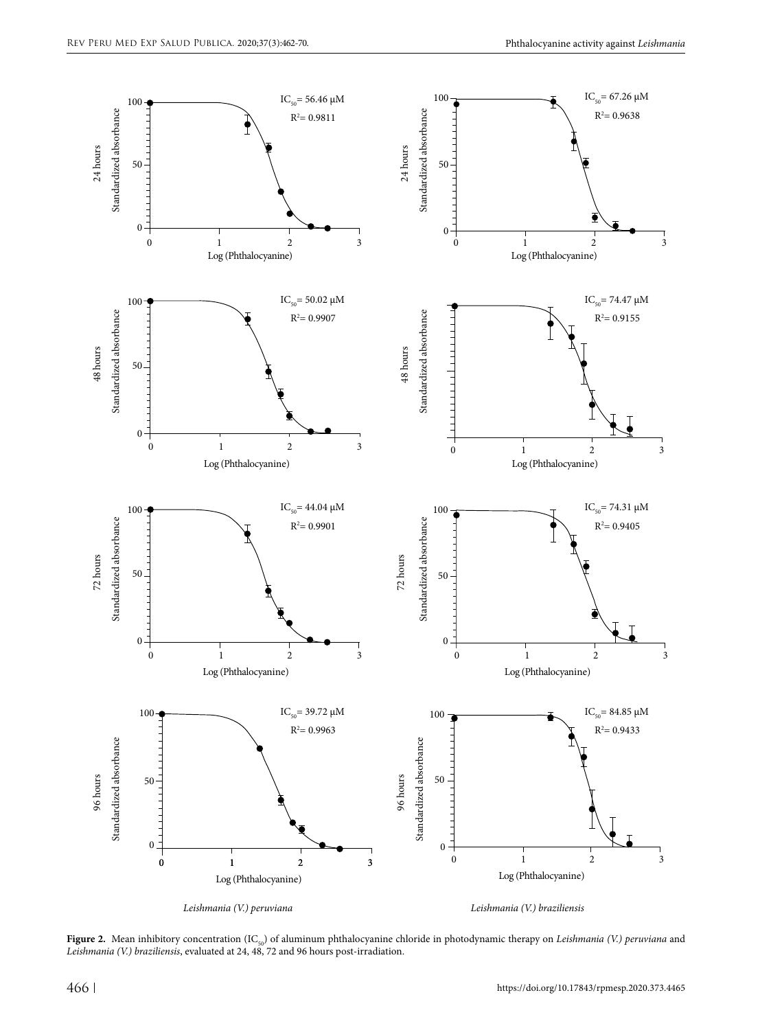**Figure 2.** Mean inhibitory concentration ($IC_{50}$) of aluminum phthalocyanine chloride in photodynamic therapy on *Leishmania (V.) peruviana* and *Leishmania (V.) braziliensis*, evaluated at 24, 48, 72 and 96 hours post-irradiation.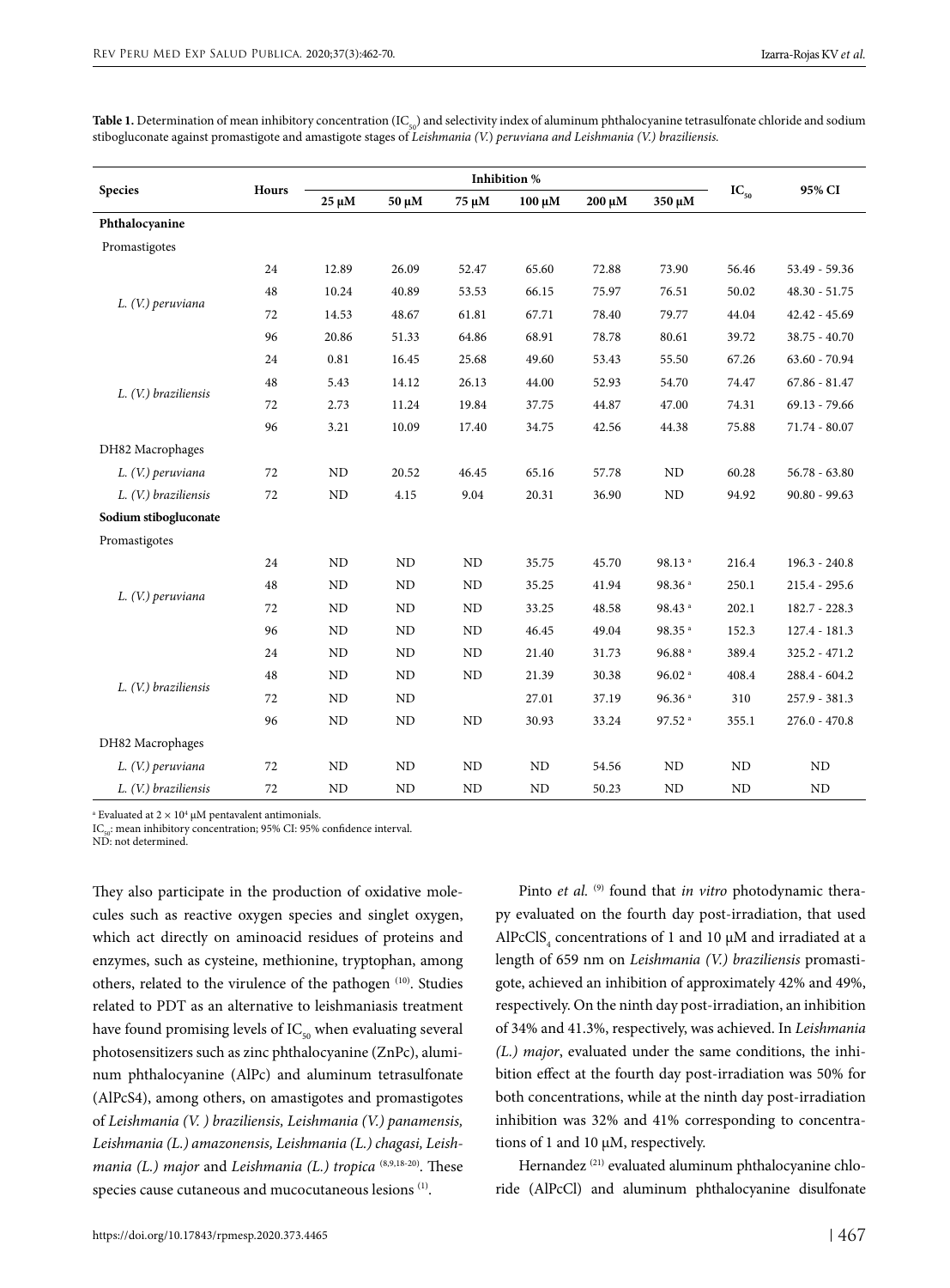**Table 1.** Determination of mean inhibitory concentration ($IC_{50}$) and selectivity index of aluminum phthalocyanine tetrasulfonate chloride and sodium stibogluconate against promastigote and amastigote stages of *Leishmania (V.) peruviana and Leishmania (V.) braziliensis.*

| Species | Hours | Inhibition % | | | | | | $IC_{50}$ | 95% CI |
|---|---|---|---|---|---|---|---|---|---|
| | | 25 μM | 50 μM | 75 μM | 100 μM | 200 μM | 350 μM | | |
| **Phthalocyanine** | | | | | | | | | |
| Promastigotes | | | | | | | | | |
| *L. (V.) peruviana* | 24 | 12.89 | 26.09 | 52.47 | 65.60 | 72.88 | 73.90 | 56.46 | 53.49 - 59.36 |
| | 48 | 10.24 | 40.89 | 53.53 | 66.15 | 75.97 | 76.51 | 50.02 | 48.30 - 51.75 |
| | 72 | 14.53 | 48.67 | 61.81 | 67.71 | 78.40 | 79.77 | 44.04 | 42.42 - 45.69 |
| | 96 | 20.86 | 51.33 | 64.86 | 68.91 | 78.78 | 80.61 | 39.72 | 38.75 - 40.70 |
| *L. (V.) braziliensis* | 24 | 0.81 | 16.45 | 25.68 | 49.60 | 53.43 | 55.50 | 67.26 | 63.60 - 70.94 |
| | 48 | 5.43 | 14.12 | 26.13 | 44.00 | 52.93 | 54.70 | 74.47 | 67.86 - 81.47 |
| | 72 | 2.73 | 11.24 | 19.84 | 37.75 | 44.87 | 47.00 | 74.31 | 69.13 - 79.66 |
| | 96 | 3.21 | 10.09 | 17.40 | 34.75 | 42.56 | 44.38 | 75.88 | 71.74 - 80.07 |
| DH82 Macrophages | | | | | | | | | |
| *L. (V.) peruviana* | 72 | ND | 20.52 | 46.45 | 65.16 | 57.78 | ND | 60.28 | 56.78 - 63.80 |
| *L. (V.) braziliensis* | 72 | ND | 4.15 | 9.04 | 20.31 | 36.90 | ND | 94.92 | 90.80 - 99.63 |
| **Sodium stibogluconate** | | | | | | | | | |
| Promastigotes | | | | | | | | | |
| *L. (V.) peruviana* | 24 | ND | ND | ND | 35.75 | 45.70 | 98.13 [a] | 216.4 | 196.3 - 240.8 |
| | 48 | ND | ND | ND | 35.25 | 41.94 | 98.36 [a] | 250.1 | 215.4 - 295.6 |
| | 72 | ND | ND | ND | 33.25 | 48.58 | 98.43 [a] | 202.1 | 182.7 - 228.3 |
| | 96 | ND | ND | ND | 46.45 | 49.04 | 98.35 [a] | 152.3 | 127.4 - 181.3 |
| *L. (V.) braziliensis* | 24 | ND | ND | ND | 21.40 | 31.73 | 96.88 [a] | 389.4 | 325.2 - 471.2 |
| | 48 | ND | ND | ND | 21.39 | 30.38 | 96.02 [a] | 408.4 | 288.4 - 604.2 |
| | 72 | ND | ND | | 27.01 | 37.19 | 96.36 [a] | 310 | 257.9 - 381.3 |
| | 96 | ND | ND | ND | 30.93 | 33.24 | 97.52 [a] | 355.1 | 276.0 - 470.8 |
| DH82 Macrophages | | | | | | | | | |
| *L. (V.) peruviana* | 72 | ND | ND | ND | ND | 54.56 | ND | ND | ND |
| *L. (V.) braziliensis* | 72 | ND | ND | ND | ND | 50.23 | ND | ND | ND |

[a] Evaluated at $2 \times 10^4$ μM pentavalent antimonials.
$IC_{50}$: mean inhibitory concentration; 95% CI: 95% confidence interval.
ND: not determined.

They also participate in the production of oxidative molecules such as reactive oxygen species and singlet oxygen, which act directly on aminoacid residues of proteins and enzymes, such as cysteine, methionine, tryptophan, among others, related to the virulence of the pathogen [10]. Studies related to PDT as an alternative to leishmaniasis treatment have found promising levels of $IC_{50}$ when evaluating several photosensitizers such as zinc phthalocyanine (ZnPc), aluminum phthalocyanine (AlPc) and aluminum tetrasulfonate (AlPcS4), among others, on amastigotes and promastigotes of *Leishmania (V. ) braziliensis, Leishmania (V.) panamensis, Leishmania (L.) amazonensis, Leishmania (L.) chagasi, Leishmania (L.) major* and *Leishmania (L.) tropica* [8,9,18-20]. These species cause cutaneous and mucocutaneous lesions [1].

Pinto *et al.* [9] found that *in vitro* photodynamic therapy evaluated on the fourth day post-irradiation, that used $AlPcClS_4$ concentrations of 1 and 10 μM and irradiated at a length of 659 nm on *Leishmania (V.) braziliensis* promastigote, achieved an inhibition of approximately 42% and 49%, respectively. On the ninth day post-irradiation, an inhibition of 34% and 41.3%, respectively, was achieved. In *Leishmania (L.) major*, evaluated under the same conditions, the inhibition effect at the fourth day post-irradiation was 50% for both concentrations, while at the ninth day post-irradiation inhibition was 32% and 41% corresponding to concentrations of 1 and 10 μM, respectively.

Hernandez [21] evaluated aluminum phthalocyanine chloride (AlPcCl) and aluminum phthalocyanine disulfonate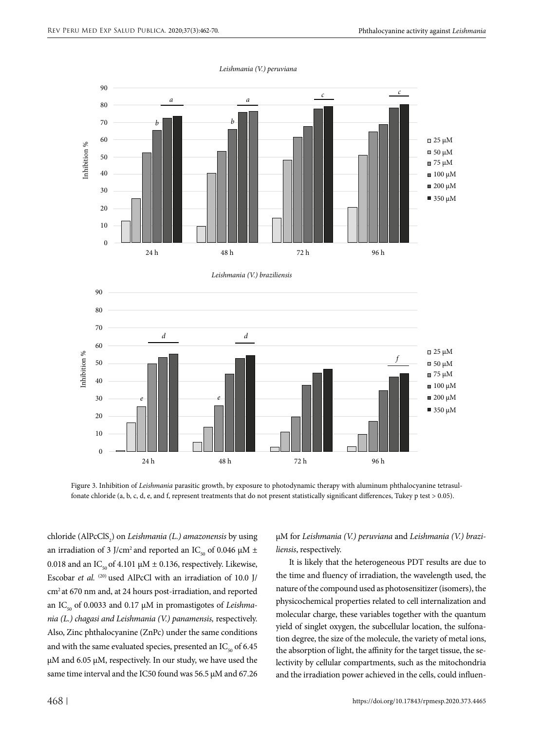Figure 3. Inhibition of *Leishmania* parasitic growth, by exposure to photodynamic therapy with aluminum phthalocyanine tetrasulfonate chloride (a, b, c, d, e, and f, represent treatments that do not present statistically significant differences, Tukey p test > 0.05).

chloride ($AlPcClS_2$) on *Leishmania (L.) amazonensis* by using an irradiation of 3 J/cm$^2$ and reported an $IC_{50}$ of 0.046 µM ± 0.018 and an $IC_{50}$ of 4.101 µM ± 0.136, respectively. Likewise, Escobar *et al.* [20] used AlPcCl with an irradiation of 10.0 J/cm$^2$ at 670 nm and, at 24 hours post-irradiation, and reported an $IC_{50}$ of 0.0033 and 0.17 µM in promastigotes of *Leishmania (L.) chagasi and Leishmania (V.) panamensis,* respectively. Also, Zinc phthalocyanine (ZnPc) under the same conditions and with the same evaluated species, presented an $IC_{50}$ of 6.45 µM and 6.05 µM, respectively. In our study, we have used the same time interval and the IC50 found was 56.5 µM and 67.26 µM for *Leishmania (V.) peruviana* and *Leishmania (V.) braziliensis*, respectively.

It is likely that the heterogeneous PDT results are due to the time and fluency of irradiation, the wavelength used, the nature of the compound used as photosensitizer (isomers), the physicochemical properties related to cell internalization and molecular charge, these variables together with the quantum yield of singlet oxygen, the subcellular location, the sulfonation degree, the size of the molecule, the variety of metal ions, the absorption of light, the affinity for the target tissue, the selectivity by cellular compartments, such as the mitochondria and the irradiation power achieved in the cells, could influen-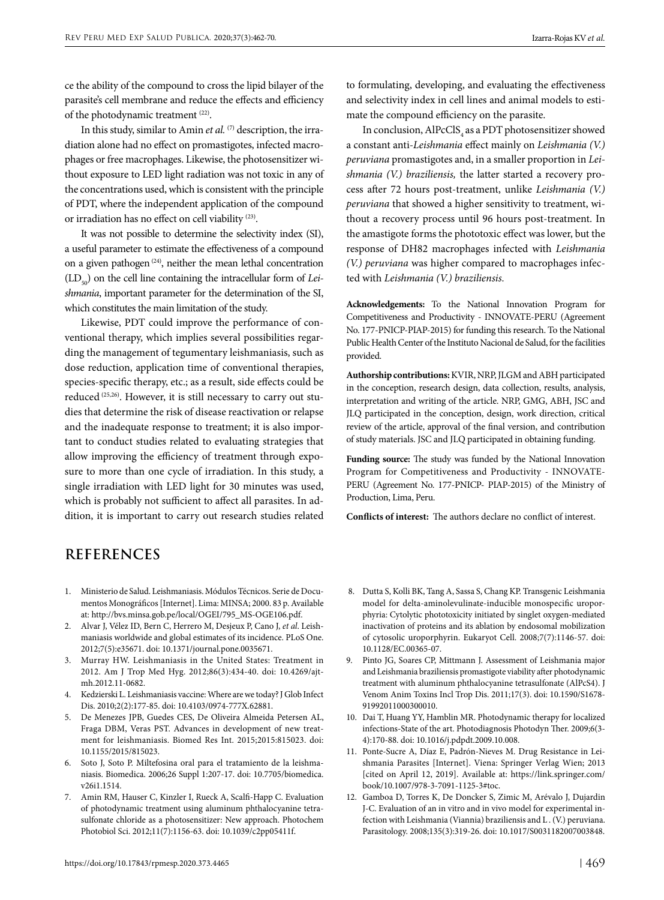ce the ability of the compound to cross the lipid bilayer of the parasite's cell membrane and reduce the effects and efficiency of the photodynamic treatment [22].

In this study, similar to Amin *et al.* [7] description, the irradiation alone had no effect on promastigotes, infected macrophages or free macrophages. Likewise, the photosensitizer without exposure to LED light radiation was not toxic in any of the concentrations used, which is consistent with the principle of PDT, where the independent application of the compound or irradiation has no effect on cell viability [23].

It was not possible to determine the selectivity index (SI), a useful parameter to estimate the effectiveness of a compound on a given pathogen [24], neither the mean lethal concentration ($LD_{50}$) on the cell line containing the intracellular form of *Leishmania*, important parameter for the determination of the SI, which constitutes the main limitation of the study.

Likewise, PDT could improve the performance of conventional therapy, which implies several possibilities regarding the management of tegumentary leishmaniasis, such as dose reduction, application time of conventional therapies, species-specific therapy, etc.; as a result, side effects could be reduced [25,26]. However, it is still necessary to carry out studies that determine the risk of disease reactivation or relapse and the inadequate response to treatment; it is also important to conduct studies related to evaluating strategies that allow improving the efficiency of treatment through exposure to more than one cycle of irradiation. In this study, a single irradiation with LED light for 30 minutes was used, which is probably not sufficient to affect all parasites. In addition, it is important to carry out research studies related to formulating, developing, and evaluating the effectiveness and selectivity index in cell lines and animal models to estimate the compound efficiency on the parasite.

In conclusion, $AlPcClS_4$ as a PDT photosensitizer showed a constant anti-*Leishmania* effect mainly on *Leishmania (V.) peruviana* promastigotes and, in a smaller proportion in *Leishmania (V.) braziliensis,* the latter started a recovery process after 72 hours post-treatment, unlike *Leishmania (V.) peruviana* that showed a higher sensitivity to treatment, without a recovery process until 96 hours post-treatment. In the amastigote forms the phototoxic effect was lower, but the response of DH82 macrophages infected with *Leishmania (V.) peruviana* was higher compared to macrophages infected with *Leishmania (V.) braziliensis*.

**Acknowledgements:** To the National Innovation Program for Competitiveness and Productivity - INNOVATE-PERU (Agreement No. 177-PNICP-PIAP-2015) for funding this research. To the National Public Health Center of the Instituto Nacional de Salud, for the facilities provided.

**Authorship contributions:** KVIR, NRP, JLGM and ABH participated in the conception, research design, data collection, results, analysis, interpretation and writing of the article. NRP, GMG, ABH, JSC and JLQ participated in the conception, design, work direction, critical review of the article, approval of the final version, and contribution of study materials. JSC and JLQ participated in obtaining funding.

**Funding source:** The study was funded by the National Innovation Program for Competitiveness and Productivity - INNOVATE-PERU (Agreement No. 177-PNICP- PIAP-2015) of the Ministry of Production, Lima, Peru.

**Conflicts of interest:** The authors declare no conflict of interest.

## REFERENCES

1. Ministerio de Salud. Leishmaniasis. Módulos Técnicos. Serie de Documentos Monográficos [Internet]. Lima: MINSA; 2000. 83 p. Available at: http://bvs.minsa.gob.pe/local/OGEI/795_MS-OGE106.pdf.
2. Alvar J, Vélez ID, Bern C, Herrero M, Desjeux P, Cano J, *et al*. Leishmaniasis worldwide and global estimates of its incidence. PLoS One. 2012;7(5):e35671. doi: 10.1371/journal.pone.0035671.
3. Murray HW. Leishmaniasis in the United States: Treatment in 2012. Am J Trop Med Hyg. 2012;86(3):434-40. doi: 10.4269/ajtmh.2012.11-0682.
4. Kedzierski L. Leishmaniasis vaccine: Where are we today? J Glob Infect Dis. 2010;2(2):177-85. doi: 10.4103/0974-777X.62881.
5. De Menezes JPB, Guedes CES, De Oliveira Almeida Petersen AL, Fraga DBM, Veras PST. Advances in development of new treatment for leishmaniasis. Biomed Res Int. 2015;2015:815023. doi: 10.1155/2015/815023.
6. Soto J, Soto P. Miltefosina oral para el tratamiento de la leishmaniasis. Biomedica. 2006;26 Suppl 1:207-17. doi: 10.7705/biomedica.v26i1.1514.
7. Amin RM, Hauser C, Kinzler I, Rueck A, Scalfi-Happ C. Evaluation of photodynamic treatment using aluminum phthalocyanine tetrasulfonate chloride as a photosensitizer: New approach. Photochem Photobiol Sci. 2012;11(7):1156-63. doi: 10.1039/c2pp05411f.
8. Dutta S, Kolli BK, Tang A, Sassa S, Chang KP. Transgenic Leishmania model for delta-aminolevulinate-inducible monospecific uroporphyria: Cytolytic phototoxicity initiated by singlet oxygen-mediated inactivation of proteins and its ablation by endosomal mobilization of cytosolic uroporphyrin. Eukaryot Cell. 2008;7(7):1146-57. doi: 10.1128/EC.00365-07.
9. Pinto JG, Soares CP, Mittmann J. Assessment of Leishmania major and Leishmania braziliensis promastigote viability after photodynamic treatment with aluminum phthalocyanine tetrasulfonate (AlPcS4). J Venom Anim Toxins Incl Trop Dis. 2011;17(3). doi: 10.1590/S1678-91992011000300010.
10. Dai T, Huang YY, Hamblin MR. Photodynamic therapy for localized infections-State of the art. Photodiagnosis Photodyn Ther. 2009;6(3-4):170-88. doi: 10.1016/j.pdpdt.2009.10.008.
11. Ponte-Sucre A, Díaz E, Padrón-Nieves M. Drug Resistance in Leishmania Parasites [Internet]. Viena: Springer Verlag Wien; 2013 [cited on April 12, 2019]. Available at: https://link.springer.com/book/10.1007/978-3-7091-1125-3#toc.
12. Gamboa D, Torres K, De Doncker S, Zimic M, Arévalo J, Dujardin J-C. Evaluation of an in vitro and in vivo model for experimental infection with Leishmania (Viannia) braziliensis and L . (V.) peruviana. Parasitology. 2008;135(3):319-26. doi: 10.1017/S0031182007003848.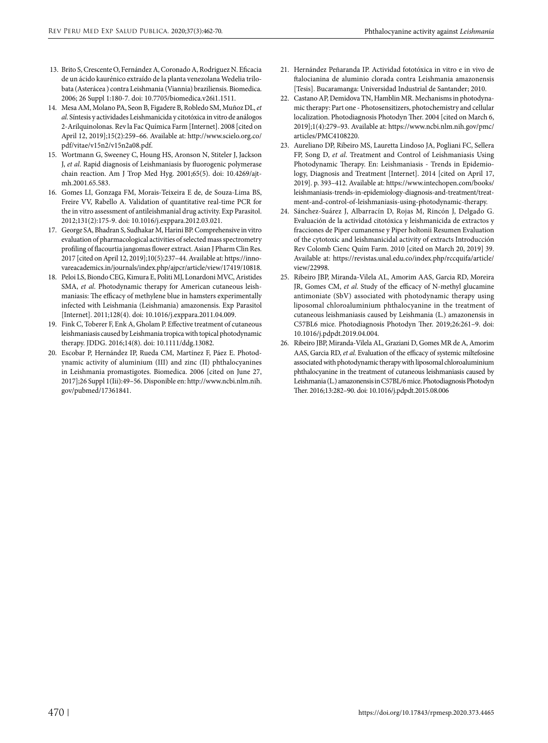13. Brito S, Crescente O, Fernández A, Coronado A, Rodriguez N. Eficacia de un ácido kaurénico extraído de la planta venezolana Wedelia trilobata (Asterácea ) contra Leishmania (Viannia) braziliensis. Biomedica. 2006; 26 Suppl 1:180-7. doi: 10.7705/biomedica.v26i1.1511.
14. Mesa AM, Molano PA, Seon B, Figadere B, Robledo SM, Muñoz DL, *et al*. Síntesis y actividades Leishmanicida y citotóxica in vitro de análogos 2-Arilquinolonas. Rev la Fac Química Farm [Internet]. 2008 [cited on April 12, 2019];15(2):259–66. Available at: http://www.scielo.org.co/pdf/vitae/v15n2/v15n2a08.pdf.
15. Wortmann G, Sweeney C, Houng HS, Aronson N, Stiteler J, Jackson J, *et al*. Rapid diagnosis of Leishmaniasis by fluorogenic polymerase chain reaction. Am J Trop Med Hyg. 2001;65(5). doi: 10.4269/ajtmh.2001.65.583.
16. Gomes LI, Gonzaga FM, Morais-Teixeira E de, de Souza-Lima BS, Freire VV, Rabello A. Validation of quantitative real-time PCR for the in vitro assessment of antileishmanial drug activity. Exp Parasitol. 2012;131(2):175-9. doi: 10.1016/j.exppara.2012.03.021.
17. George SA, Bhadran S, Sudhakar M, Harini BP. Comprehensive in vitro evaluation of pharmacological activities of selected mass spectrometry profiling of flacourtia jangomas flower extract. Asian J Pharm Clin Res. 2017 [cited on April 12, 2019];10(5):237–44. Available at: https://innovareacademics.in/journals/index.php/ajpcr/article/view/17419/10818.
18. Peloi LS, Biondo CEG, Kimura E, Politi MJ, Lonardoni MVC, Aristides SMA, *et al*. Photodynamic therapy for American cutaneous leishmaniasis: The efficacy of methylene blue in hamsters experimentally infected with Leishmania (Leishmania) amazonensis. Exp Parasitol [Internet]. 2011;128(4). doi: 10.1016/j.exppara.2011.04.009.
19. Fink C, Toberer F, Enk A, Gholam P. Effective treatment of cutaneous leishmaniasis caused by Leishmania tropica with topical photodynamic therapy. JDDG. 2016;14(8). doi: 10.1111/ddg.13082.
20. Escobar P, Hernández IP, Rueda CM, Martínez F, Páez E. Photodynamic activity of aluminium (III) and zinc (II) phthalocyanines in Leishmania promastigotes. Biomedica. 2006 [cited on June 27, 2017];26 Suppl 1(Iii):49–56. Disponible en: http://www.ncbi.nlm.nih.gov/pubmed/17361841.
21. Hernández Peñaranda IP. Actividad fototóxica in vitro e in vivo de ftalocianina de aluminio clorada contra Leishmania amazonensis [Tesis]. Bucaramanga: Universidad Industrial de Santander; 2010.
22. Castano AP, Demidova TN, Hamblin MR. Mechanisms in photodynamic therapy: Part one - Photosensitizers, photochemistry and cellular localization. Photodiagnosis Photodyn Ther. 2004 [cited on March 6, 2019];1(4):279–93. Available at: https://www.ncbi.nlm.nih.gov/pmc/articles/PMC4108220.
23. Aureliano DP, Ribeiro MS, Lauretta Lindoso JA, Pogliani FC, Sellera FP, Song D, *et al*. Treatment and Control of Leishmaniasis Using Photodynamic Therapy. En: Leishmaniasis - Trends in Epidemiology, Diagnosis and Treatment [Internet]. 2014 [cited on April 17, 2019]. p. 393–412. Available at: https://www.intechopen.com/books/leishmaniasis-trends-in-epidemiology-diagnosis-and-treatment/treatment-and-control-of-leishmaniasis-using-photodynamic-therapy.
24. Sánchez-Suárez J, Albarracín D, Rojas M, Rincón J, Delgado G. Evaluación de la actividad citotóxica y leishmanicida de extractos y fracciones de Piper cumanense y Piper holtonii Resumen Evaluation of the cytotoxic and leishmanicidal activity of extracts Introducción Rev Colomb Cienc Quím Farm. 2010 [cited on March 20, 2019] 39. Available at: https://revistas.unal.edu.co/index.php/rccquifa/article/view/22998.
25. Ribeiro JBP, Miranda-Vilela AL, Amorim AAS, Garcia RD, Moreira JR, Gomes CM, *et al*. Study of the efficacy of N-methyl glucamine antimoniate (SbV) associated with photodynamic therapy using liposomal chloroaluminium phthalocyanine in the treatment of cutaneous leishmaniasis caused by Leishmania (L.) amazonensis in C57BL6 mice. Photodiagnosis Photodyn Ther. 2019;26:261–9. doi: 10.1016/j.pdpdt.2019.04.004.
26. Ribeiro JBP, Miranda-Vilela AL, Graziani D, Gomes MR de A, Amorim AAS, Garcia RD, *et al*. Evaluation of the efficacy of systemic miltefosine associated with photodynamic therapy with liposomal chloroaluminium phthalocyanine in the treatment of cutaneous leishmaniasis caused by Leishmania (L.) amazonensis in C57BL/6 mice. Photodiagnosis Photodyn Ther. 2016;13:282–90. doi: 10.1016/j.pdpdt.2015.08.006